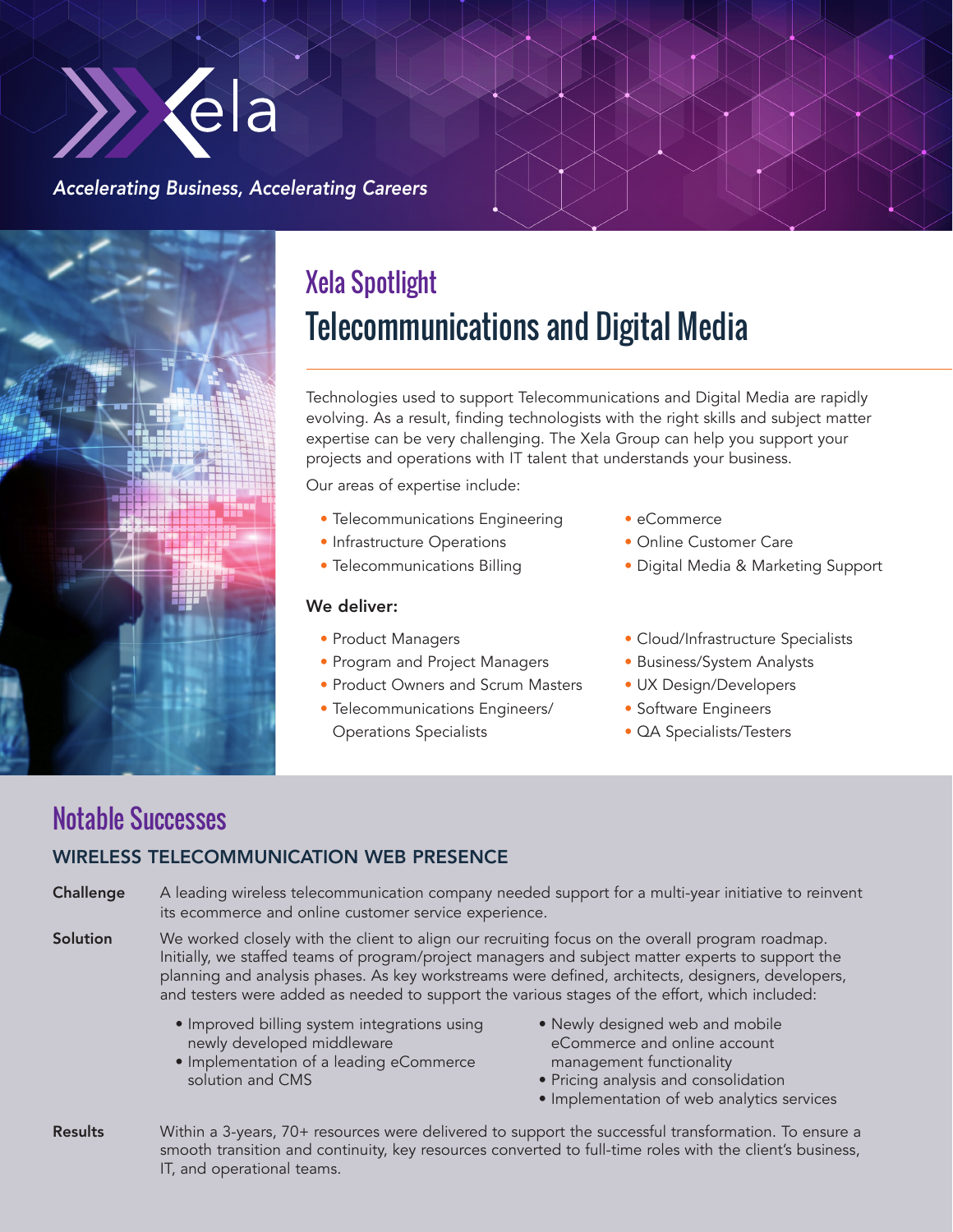Xela

*Accelerating Business, Accelerating Careers*

## Xela Spotlight

# Telecommunications and Digital Media

Technologies used to support Telecommunications and Digital Media are rapidly evolving. As a result, finding technologists with the right skills and subject matter expertise can be very challenging. The Xela Group can help you support your projects and operations with IT talent that understands your business.

Our areas of expertise include:

- Telecommunications Engineering
- Infrastructure Operations
- Telecommunications Billing
- eCommerce
- Online Customer Care
- Digital Media & Marketing Support

**We deliver:**

- Product Managers
- Program and Project Managers
- Product Owners and Scrum Masters
- Telecommunications Engineers/ Operations Specialists
- Cloud/Infrastructure Specialists
- Business/System Analysts
- UX Design/Developers
- Software Engineers
- QA Specialists/Testers

## Notable Successes

### WIRELESS TELECOMMUNICATION WEB PRESENCE

**Challenge** A leading wireless telecommunication company needed support for a multi-year initiative to reinvent its ecommerce and online customer service experience.

**Solution** We worked closely with the client to align our recruiting focus on the overall program roadmap. Initially, we staffed teams of program/project managers and subject matter experts to support the planning and analysis phases. As key workstreams were defined, architects, designers, developers, and testers were added as needed to support the various stages of the effort, which included:

- Improved billing system integrations using newly developed middleware
- Implementation of a leading eCommerce solution and CMS
- Newly designed web and mobile eCommerce and online account management functionality
- Pricing analysis and consolidation
- Implementation of web analytics services

**Results** Within a 3-years, 70+ resources were delivered to support the successful transformation. To ensure a smooth transition and continuity, key resources converted to full-time roles with the client's business, IT, and operational teams.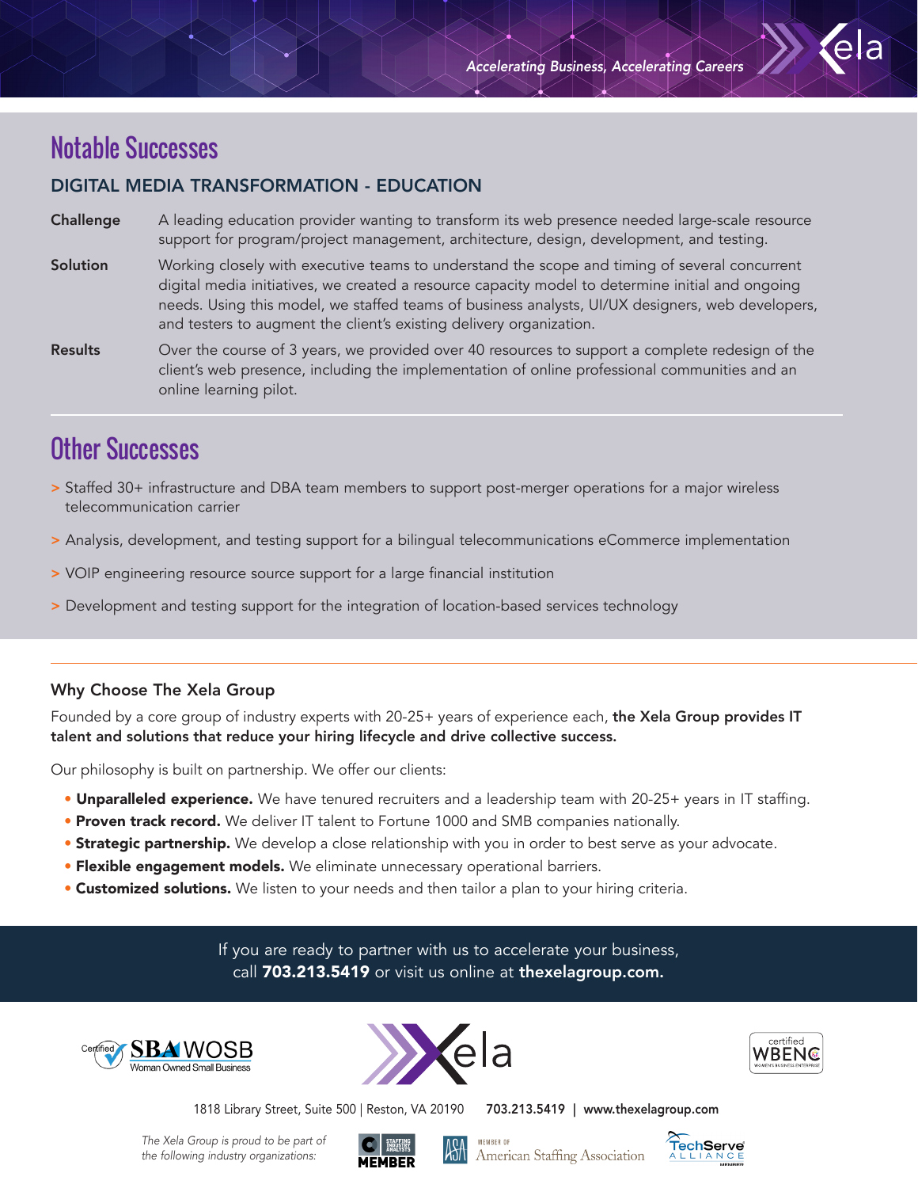Accelerating Business, Accelerating Careers

## Notable Successes

### DIGITAL MEDIA TRANSFORMATION - EDUCATION

**Challenge** A leading education provider wanting to transform its web presence needed large-scale resource support for program/project management, architecture, design, development, and testing.

**Solution** Working closely with executive teams to understand the scope and timing of several concurrent digital media initiatives, we created a resource capacity model to determine initial and ongoing needs. Using this model, we staffed teams of business analysts, UI/UX designers, web developers, and testers to augment the client's existing delivery organization.

**Results** Over the course of 3 years, we provided over 40 resources to support a complete redesign of the client's web presence, including the implementation of online professional communities and an online learning pilot.

## Other Successes

> Staffed 30+ infrastructure and DBA team members to support post-merger operations for a major wireless telecommunication carrier

> Analysis, development, and testing support for a bilingual telecommunications eCommerce implementation

> VOIP engineering resource source support for a large financial institution

> Development and testing support for the integration of location-based services technology

### Why Choose The Xela Group

Founded by a core group of industry experts with 20-25+ years of experience each, **the Xela Group provides IT talent and solutions that reduce your hiring lifecycle and drive collective success.**

Our philosophy is built on partnership. We offer our clients:

- **Unparalleled experience.** We have tenured recruiters and a leadership team with 20-25+ years in IT staffing.
- **Proven track record.** We deliver IT talent to Fortune 1000 and SMB companies nationally.
- **Strategic partnership.** We develop a close relationship with you in order to best serve as your advocate.
- **Flexible engagement models.** We eliminate unnecessary operational barriers.
- **Customized solutions.** We listen to your needs and then tailor a plan to your hiring criteria.

If you are ready to partner with us to accelerate your business, call **703.213.5419** or visit us online at **thexelagroup.com.**

Certified SBA WOSB Woman Owned Small Business

certified WBENC Women's Business Enterprise

1818 Library Street, Suite 500 | Reston, VA 20190 **703.213.5419 | www.thexelagroup.com**

*The Xela Group is proud to be part of the following industry organizations:*

Staffing Industry Analysts MEMBER

Member of American Staffing Association

TechServe Alliance Member